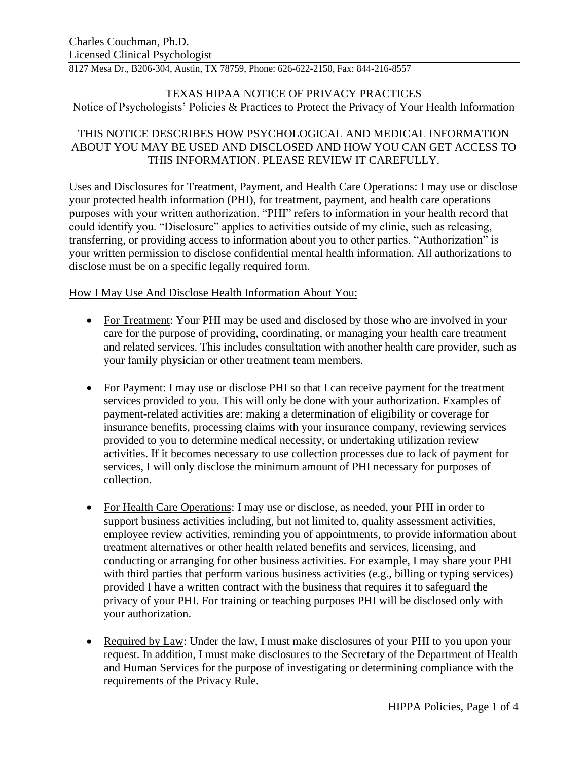Charles Couchman, Ph.D.
Licensed Clinical Psychologist
8127 Mesa Dr., B206-304, Austin, TX 78759, Phone: 626-622-2150, Fax: 844-216-8557

# TEXAS HIPAA NOTICE OF PRIVACY PRACTICES

## Notice of Psychologists' Policies & Practices to Protect the Privacy of Your Health Information

THIS NOTICE DESCRIBES HOW PSYCHOLOGICAL AND MEDICAL INFORMATION ABOUT YOU MAY BE USED AND DISCLOSED AND HOW YOU CAN GET ACCESS TO THIS INFORMATION. PLEASE REVIEW IT CAREFULLY.

Uses and Disclosures for Treatment, Payment, and Health Care Operations: I may use or disclose your protected health information (PHI), for treatment, payment, and health care operations purposes with your written authorization. "PHI" refers to information in your health record that could identify you. "Disclosure" applies to activities outside of my clinic, such as releasing, transferring, or providing access to information about you to other parties. "Authorization" is your written permission to disclose confidential mental health information. All authorizations to disclose must be on a specific legally required form.

How I May Use And Disclose Health Information About You:

- For Treatment: Your PHI may be used and disclosed by those who are involved in your care for the purpose of providing, coordinating, or managing your health care treatment and related services. This includes consultation with another health care provider, such as your family physician or other treatment team members.

- For Payment: I may use or disclose PHI so that I can receive payment for the treatment services provided to you. This will only be done with your authorization. Examples of payment-related activities are: making a determination of eligibility or coverage for insurance benefits, processing claims with your insurance company, reviewing services provided to you to determine medical necessity, or undertaking utilization review activities. If it becomes necessary to use collection processes due to lack of payment for services, I will only disclose the minimum amount of PHI necessary for purposes of collection.

- For Health Care Operations: I may use or disclose, as needed, your PHI in order to support business activities including, but not limited to, quality assessment activities, employee review activities, reminding you of appointments, to provide information about treatment alternatives or other health related benefits and services, licensing, and conducting or arranging for other business activities. For example, I may share your PHI with third parties that perform various business activities (e.g., billing or typing services) provided I have a written contract with the business that requires it to safeguard the privacy of your PHI. For training or teaching purposes PHI will be disclosed only with your authorization.

- Required by Law: Under the law, I must make disclosures of your PHI to you upon your request. In addition, I must make disclosures to the Secretary of the Department of Health and Human Services for the purpose of investigating or determining compliance with the requirements of the Privacy Rule.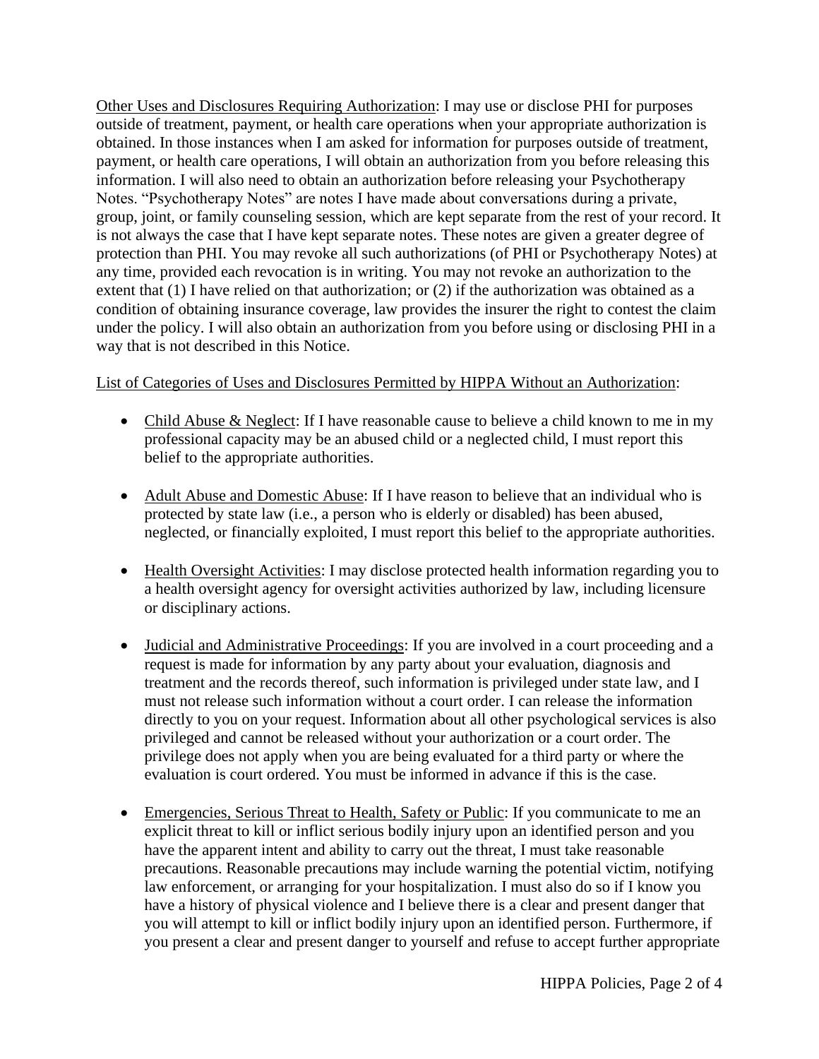<u>Other Uses and Disclosures Requiring Authorization</u>: I may use or disclose PHI for purposes outside of treatment, payment, or health care operations when your appropriate authorization is obtained. In those instances when I am asked for information for purposes outside of treatment, payment, or health care operations, I will obtain an authorization from you before releasing this information. I will also need to obtain an authorization before releasing your Psychotherapy Notes. "Psychotherapy Notes" are notes I have made about conversations during a private, group, joint, or family counseling session, which are kept separate from the rest of your record. It is not always the case that I have kept separate notes. These notes are given a greater degree of protection than PHI. You may revoke all such authorizations (of PHI or Psychotherapy Notes) at any time, provided each revocation is in writing. You may not revoke an authorization to the extent that (1) I have relied on that authorization; or (2) if the authorization was obtained as a condition of obtaining insurance coverage, law provides the insurer the right to contest the claim under the policy. I will also obtain an authorization from you before using or disclosing PHI in a way that is not described in this Notice.

<u>List of Categories of Uses and Disclosures Permitted by HIPPA Without an Authorization</u>:

- <u>Child Abuse & Neglect</u>: If I have reasonable cause to believe a child known to me in my professional capacity may be an abused child or a neglected child, I must report this belief to the appropriate authorities.

- <u>Adult Abuse and Domestic Abuse</u>: If I have reason to believe that an individual who is protected by state law (i.e., a person who is elderly or disabled) has been abused, neglected, or financially exploited, I must report this belief to the appropriate authorities.

- <u>Health Oversight Activities</u>: I may disclose protected health information regarding you to a health oversight agency for oversight activities authorized by law, including licensure or disciplinary actions.

- <u>Judicial and Administrative Proceedings</u>: If you are involved in a court proceeding and a request is made for information by any party about your evaluation, diagnosis and treatment and the records thereof, such information is privileged under state law, and I must not release such information without a court order. I can release the information directly to you on your request. Information about all other psychological services is also privileged and cannot be released without your authorization or a court order. The privilege does not apply when you are being evaluated for a third party or where the evaluation is court ordered. You must be informed in advance if this is the case.

- <u>Emergencies, Serious Threat to Health, Safety or Public</u>: If you communicate to me an explicit threat to kill or inflict serious bodily injury upon an identified person and you have the apparent intent and ability to carry out the threat, I must take reasonable precautions. Reasonable precautions may include warning the potential victim, notifying law enforcement, or arranging for your hospitalization. I must also do so if I know you have a history of physical violence and I believe there is a clear and present danger that you will attempt to kill or inflict bodily injury upon an identified person. Furthermore, if you present a clear and present danger to yourself and refuse to accept further appropriate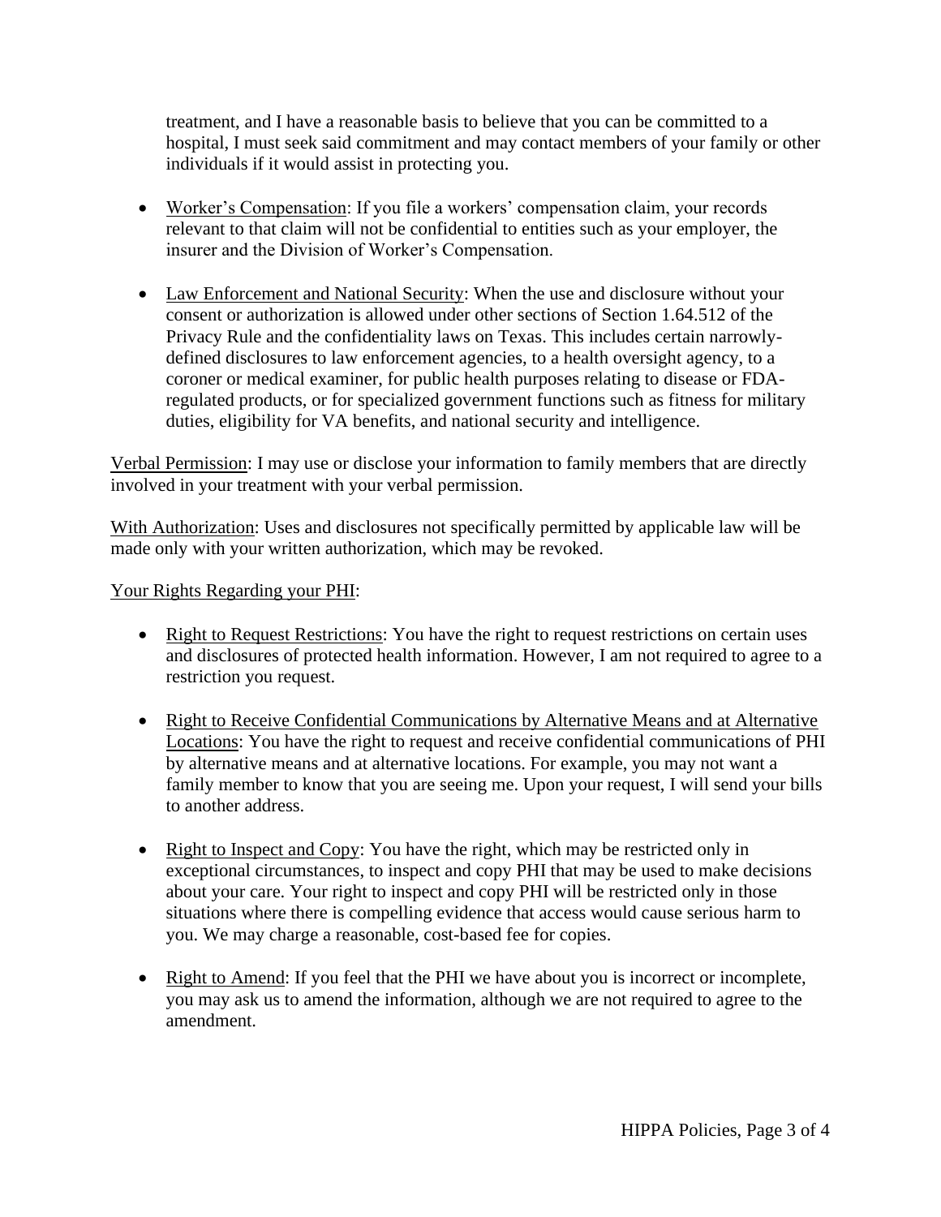treatment, and I have a reasonable basis to believe that you can be committed to a hospital, I must seek said commitment and may contact members of your family or other individuals if it would assist in protecting you.

- Worker's Compensation: If you file a workers' compensation claim, your records relevant to that claim will not be confidential to entities such as your employer, the insurer and the Division of Worker's Compensation.

- Law Enforcement and National Security: When the use and disclosure without your consent or authorization is allowed under other sections of Section 1.64.512 of the Privacy Rule and the confidentiality laws on Texas. This includes certain narrowly-defined disclosures to law enforcement agencies, to a health oversight agency, to a coroner or medical examiner, for public health purposes relating to disease or FDA-regulated products, or for specialized government functions such as fitness for military duties, eligibility for VA benefits, and national security and intelligence.

Verbal Permission: I may use or disclose your information to family members that are directly involved in your treatment with your verbal permission.

With Authorization: Uses and disclosures not specifically permitted by applicable law will be made only with your written authorization, which may be revoked.

Your Rights Regarding your PHI:

- Right to Request Restrictions: You have the right to request restrictions on certain uses and disclosures of protected health information. However, I am not required to agree to a restriction you request.

- Right to Receive Confidential Communications by Alternative Means and at Alternative Locations: You have the right to request and receive confidential communications of PHI by alternative means and at alternative locations. For example, you may not want a family member to know that you are seeing me. Upon your request, I will send your bills to another address.

- Right to Inspect and Copy: You have the right, which may be restricted only in exceptional circumstances, to inspect and copy PHI that may be used to make decisions about your care. Your right to inspect and copy PHI will be restricted only in those situations where there is compelling evidence that access would cause serious harm to you. We may charge a reasonable, cost-based fee for copies.

- Right to Amend: If you feel that the PHI we have about you is incorrect or incomplete, you may ask us to amend the information, although we are not required to agree to the amendment.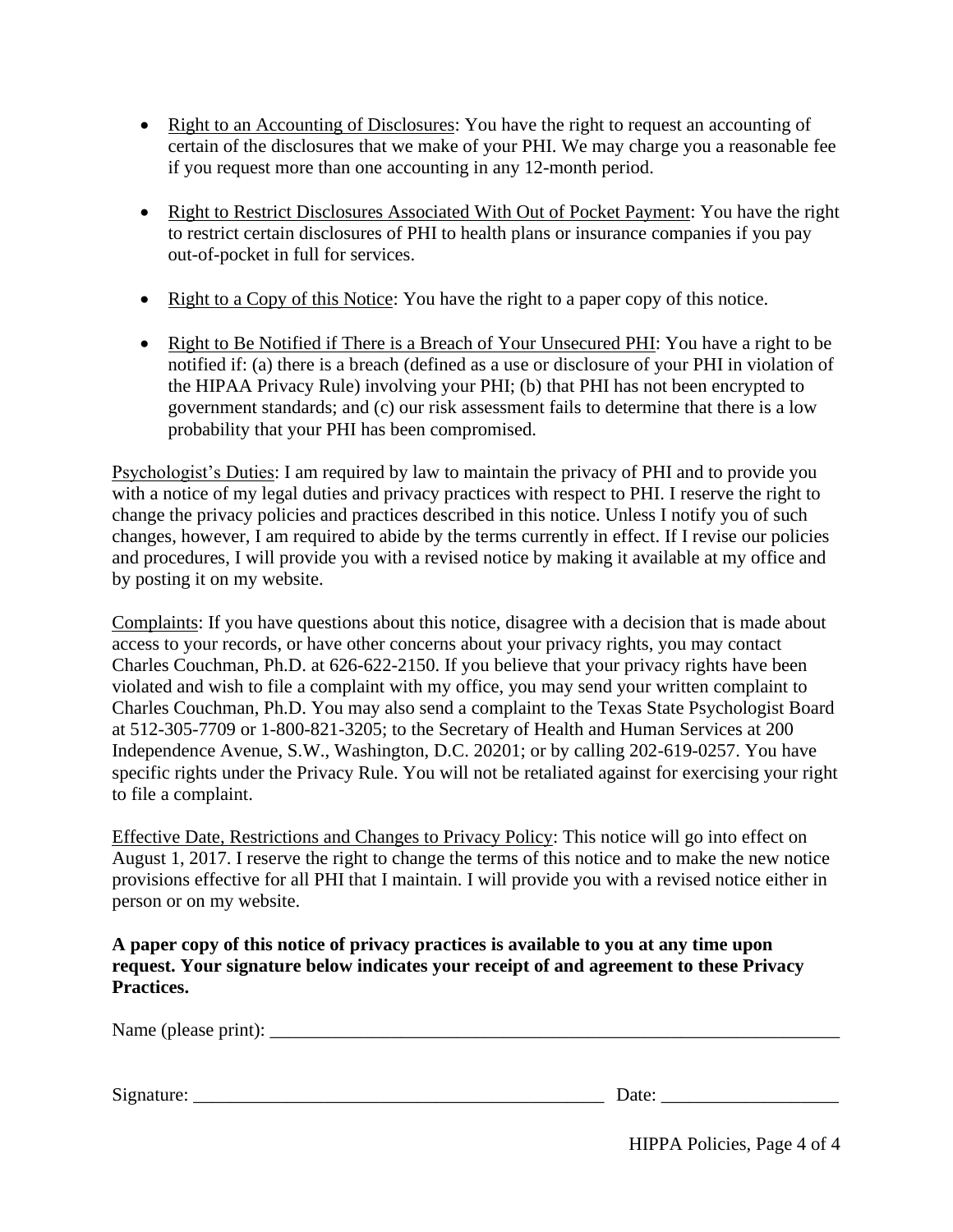- Right to an Accounting of Disclosures: You have the right to request an accounting of certain of the disclosures that we make of your PHI. We may charge you a reasonable fee if you request more than one accounting in any 12-month period.

- Right to Restrict Disclosures Associated With Out of Pocket Payment: You have the right to restrict certain disclosures of PHI to health plans or insurance companies if you pay out-of-pocket in full for services.

- Right to a Copy of this Notice: You have the right to a paper copy of this notice.

- Right to Be Notified if There is a Breach of Your Unsecured PHI: You have a right to be notified if: (a) there is a breach (defined as a use or disclosure of your PHI in violation of the HIPAA Privacy Rule) involving your PHI; (b) that PHI has not been encrypted to government standards; and (c) our risk assessment fails to determine that there is a low probability that your PHI has been compromised.

Psychologist's Duties: I am required by law to maintain the privacy of PHI and to provide you with a notice of my legal duties and privacy practices with respect to PHI. I reserve the right to change the privacy policies and practices described in this notice. Unless I notify you of such changes, however, I am required to abide by the terms currently in effect. If I revise our policies and procedures, I will provide you with a revised notice by making it available at my office and by posting it on my website.

Complaints: If you have questions about this notice, disagree with a decision that is made about access to your records, or have other concerns about your privacy rights, you may contact Charles Couchman, Ph.D. at 626-622-2150. If you believe that your privacy rights have been violated and wish to file a complaint with my office, you may send your written complaint to Charles Couchman, Ph.D. You may also send a complaint to the Texas State Psychologist Board at 512-305-7709 or 1-800-821-3205; to the Secretary of Health and Human Services at 200 Independence Avenue, S.W., Washington, D.C. 20201; or by calling 202-619-0257. You have specific rights under the Privacy Rule. You will not be retaliated against for exercising your right to file a complaint.

Effective Date, Restrictions and Changes to Privacy Policy: This notice will go into effect on August 1, 2017. I reserve the right to change the terms of this notice and to make the new notice provisions effective for all PHI that I maintain. I will provide you with a revised notice either in person or on my website.

**A paper copy of this notice of privacy practices is available to you at any time upon request. Your signature below indicates your receipt of and agreement to these Privacy Practices.**

Name (please print): ___________________________________________________________________

Signature: _____________________________________________ Date: ___________________